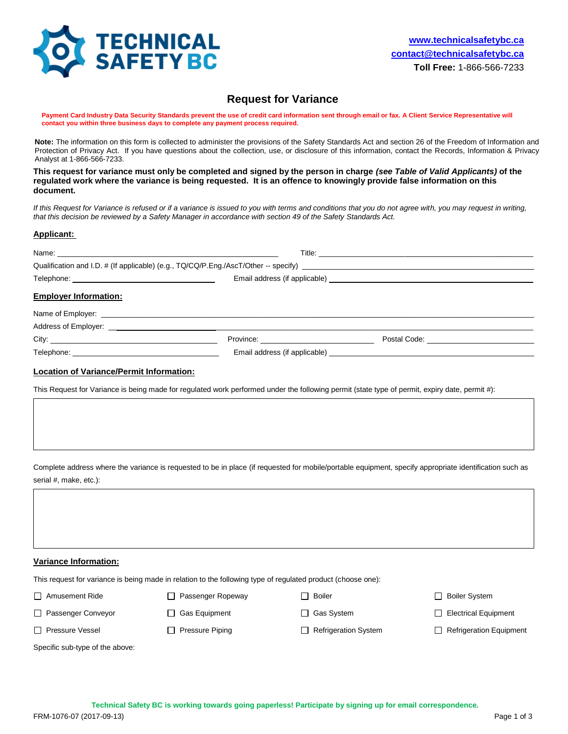**TECHNICAL SAFETY BC**

www.technicalsafetybc.ca
contact@technicalsafetybc.ca
**Toll Free:** 1-866-566-7233

# Request for Variance

**Payment Card Industry Data Security Standards prevent the use of credit card information sent through email or fax. A Client Service Representative will contact you within three business days to complete any payment process required.**

**Note:** The information on this form is collected to administer the provisions of the Safety Standards Act and section 26 of the Freedom of Information and Protection of Privacy Act. If you have questions about the collection, use, or disclosure of this information, contact the Records, Information & Privacy Analyst at 1-866-566-7233.

**This request for variance must only be completed and signed by the person in charge *(see Table of Valid Applicants)* of the regulated work where the variance is being requested. It is an offence to knowingly provide false information on this document.**

*If this Request for Variance is refused or if a variance is issued to you with terms and conditions that you do not agree with, you may request in writing, that this decision be reviewed by a Safety Manager in accordance with section 49 of the Safety Standards Act.*

## Applicant:

Name: ______________________ Title: ______________________

Qualification and I.D. # (If applicable) (e.g., TQ/CQ/P.Eng./AscT/Other -- specify) ______________________

Telephone: ______________________ Email address (if applicable) ______________________

## Employer Information:

Name of Employer: ______________________

Address of Employer: ______________________

City: ______________________ Province: ______________________ Postal Code: ______________________

Telephone: ______________________ Email address (if applicable) ______________________

## Location of Variance/Permit Information:

This Request for Variance is being made for regulated work performed under the following permit (state type of permit, expiry date, permit #):

Complete address where the variance is requested to be in place (if requested for mobile/portable equipment, specify appropriate identification such as serial #, make, etc.):

## Variance Information:

This request for variance is being made in relation to the following type of regulated product (choose one):

- ☐ Amusement Ride
- ☐ Passenger Ropeway
- ☐ Boiler
- ☐ Boiler System
- ☐ Passenger Conveyor
- ☐ Gas Equipment
- ☐ Gas System
- ☐ Electrical Equipment
- ☐ Pressure Vessel
- ☐ Pressure Piping
- ☐ Refrigeration System
- ☐ Refrigeration Equipment

Specific sub-type of the above:

**Technical Safety BC is working towards going paperless! Participate by signing up for email correspondence.**

FRM-1076-07 (2017-09-13)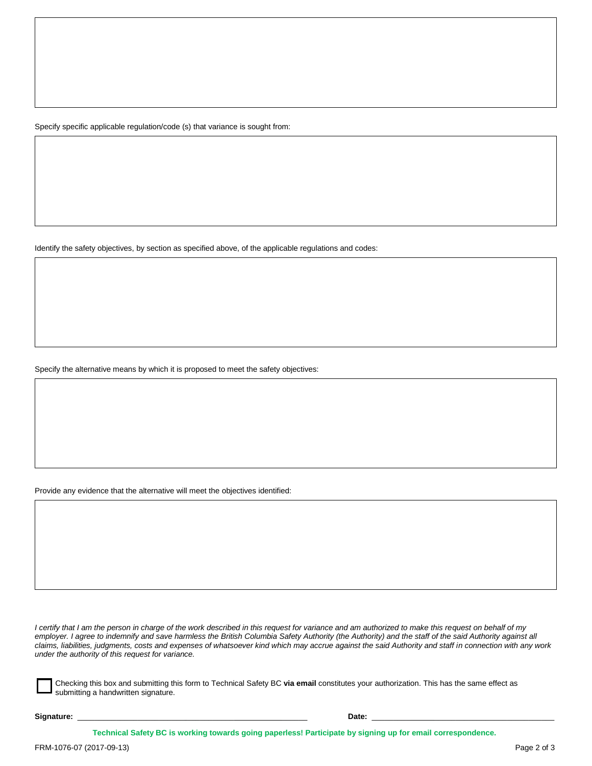Specify specific applicable regulation/code (s) that variance is sought from:

Identify the safety objectives, by section as specified above, of the applicable regulations and codes:

Specify the alternative means by which it is proposed to meet the safety objectives:

Provide any evidence that the alternative will meet the objectives identified:

*I certify that I am the person in charge of the work described in this request for variance and am authorized to make this request on behalf of my employer. I agree to indemnify and save harmless the British Columbia Safety Authority (the Authority) and the staff of the said Authority against all claims, liabilities, judgments, costs and expenses of whatsoever kind which may accrue against the said Authority and staff in connection with any work under the authority of this request for variance.*

☐ Checking this box and submitting this form to Technical Safety BC **via email** constitutes your authorization. This has the same effect as submitting a handwritten signature.

**Signature:** ______________________________ **Date:** ______________________________

**Technical Safety BC is working towards going paperless! Participate by signing up for email correspondence.**

FRM-1076-07 (2017-09-13)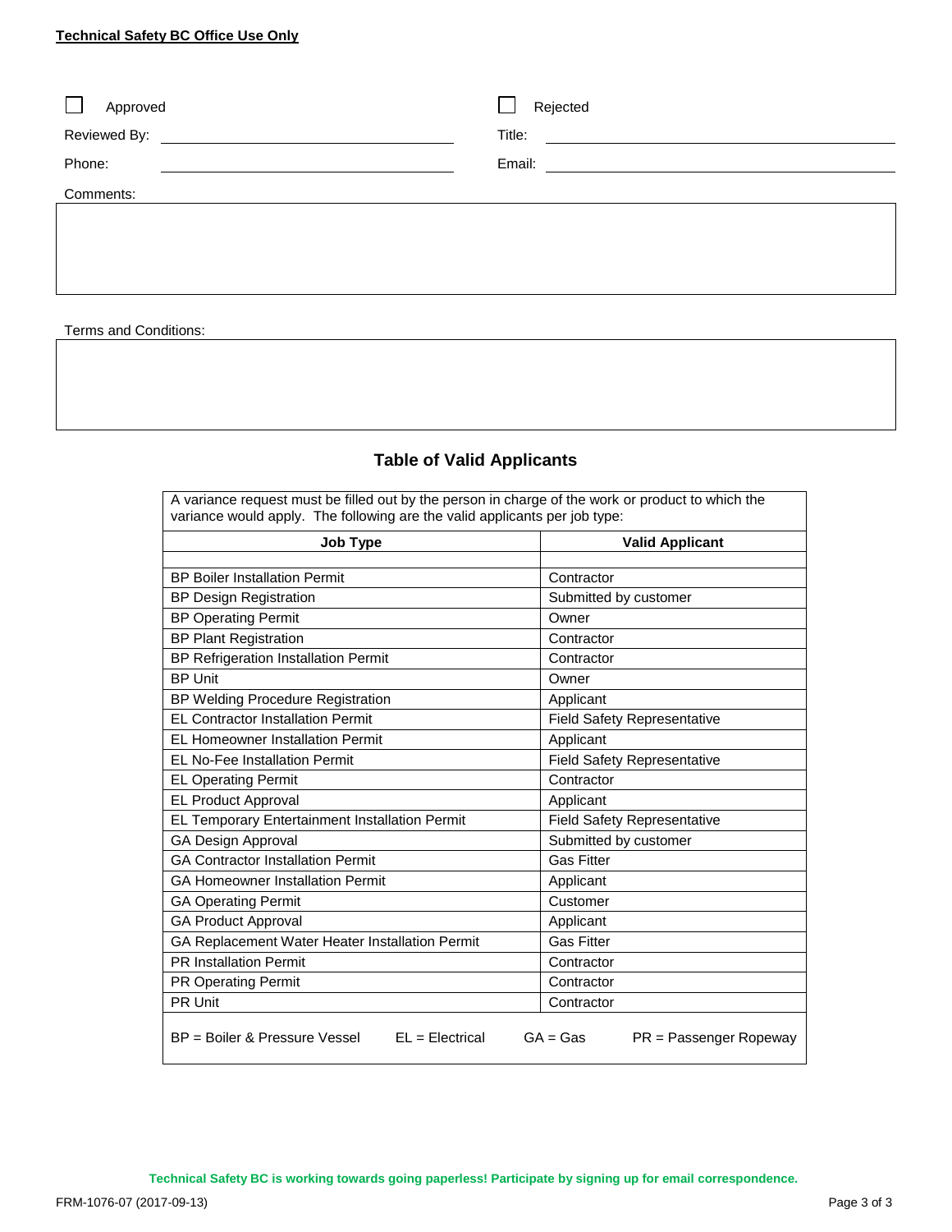**Technical Safety BC Office Use Only**

☐ Approved

☐ Rejected

Reviewed By: \_\_\_\_\_\_\_\_\_\_\_\_\_\_\_\_\_\_\_\_

Title: \_\_\_\_\_\_\_\_\_\_\_\_\_\_\_\_\_\_\_\_

Phone: \_\_\_\_\_\_\_\_\_\_\_\_\_\_\_\_\_\_\_\_

Email: \_\_\_\_\_\_\_\_\_\_\_\_\_\_\_\_\_\_\_\_

Comments:

Terms and Conditions:

## Table of Valid Applicants

A variance request must be filled out by the person in charge of the work or product to which the variance would apply. The following are the valid applicants per job type:

| Job Type | Valid Applicant |
|---|---|
| | |
| BP Boiler Installation Permit | Contractor |
| BP Design Registration | Submitted by customer |
| BP Operating Permit | Owner |
| BP Plant Registration | Contractor |
| BP Refrigeration Installation Permit | Contractor |
| BP Unit | Owner |
| BP Welding Procedure Registration | Applicant |
| EL Contractor Installation Permit | Field Safety Representative |
| EL Homeowner Installation Permit | Applicant |
| EL No-Fee Installation Permit | Field Safety Representative |
| EL Operating Permit | Contractor |
| EL Product Approval | Applicant |
| EL Temporary Entertainment Installation Permit | Field Safety Representative |
| GA Design Approval | Submitted by customer |
| GA Contractor Installation Permit | Gas Fitter |
| GA Homeowner Installation Permit | Applicant |
| GA Operating Permit | Customer |
| GA Product Approval | Applicant |
| GA Replacement Water Heater Installation Permit | Gas Fitter |
| PR Installation Permit | Contractor |
| PR Operating Permit | Contractor |
| PR Unit | Contractor |

BP = Boiler & Pressure Vessel EL = Electrical GA = Gas PR = Passenger Ropeway

**Technical Safety BC is working towards going paperless! Participate by signing up for email correspondence.**

FRM-1076-07 (2017-09-13)